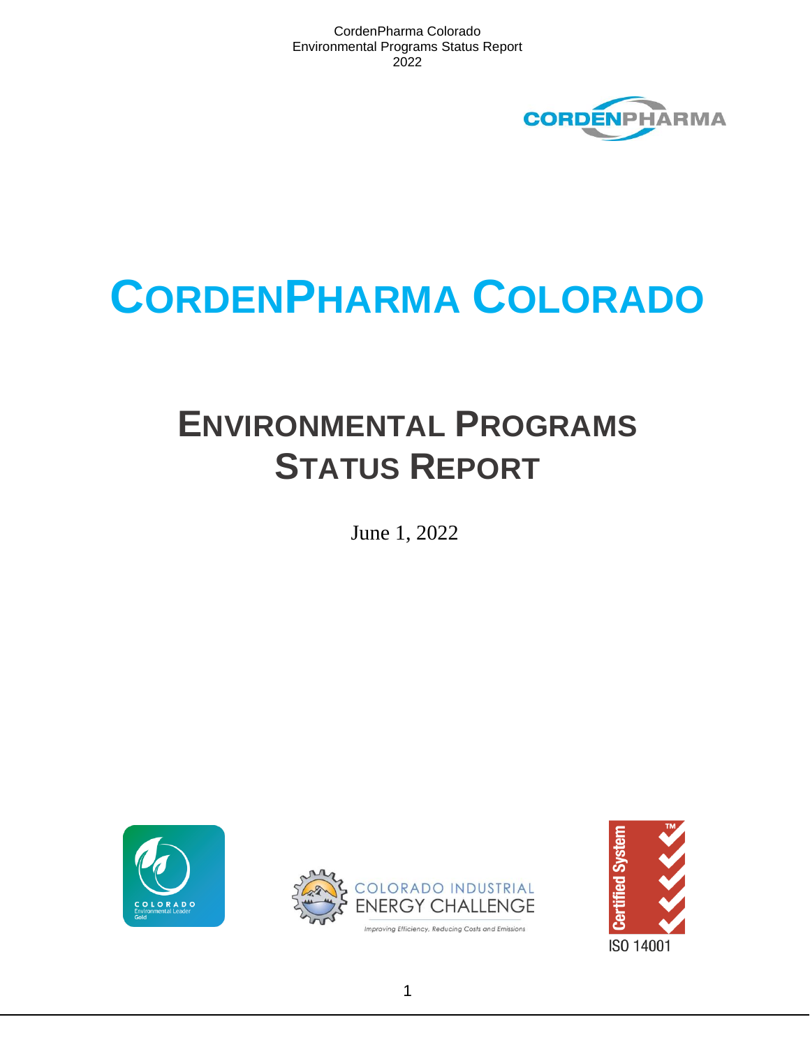# CordenPharma Colorado

## Environmental Programs Status Report

June 1, 2022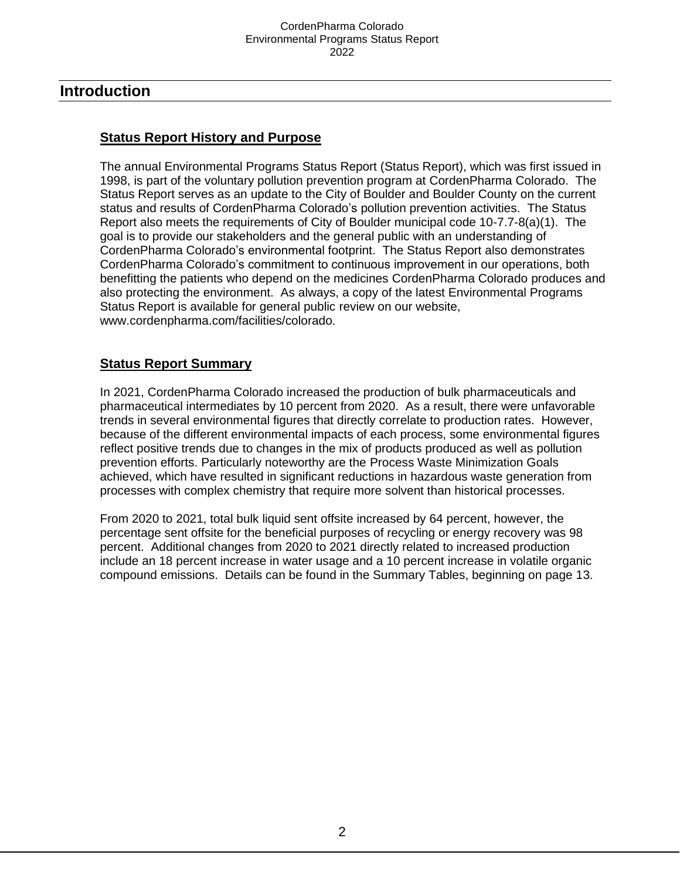# Introduction

## Status Report History and Purpose

The annual Environmental Programs Status Report (Status Report), which was first issued in 1998, is part of the voluntary pollution prevention program at CordenPharma Colorado. The Status Report serves as an update to the City of Boulder and Boulder County on the current status and results of CordenPharma Colorado's pollution prevention activities. The Status Report also meets the requirements of City of Boulder municipal code 10-7.7-8(a)(1). The goal is to provide our stakeholders and the general public with an understanding of CordenPharma Colorado's environmental footprint. The Status Report also demonstrates CordenPharma Colorado's commitment to continuous improvement in our operations, both benefitting the patients who depend on the medicines CordenPharma Colorado produces and also protecting the environment. As always, a copy of the latest Environmental Programs Status Report is available for general public review on our website, www.cordenpharma.com/facilities/colorado.

## Status Report Summary

In 2021, CordenPharma Colorado increased the production of bulk pharmaceuticals and pharmaceutical intermediates by 10 percent from 2020. As a result, there were unfavorable trends in several environmental figures that directly correlate to production rates. However, because of the different environmental impacts of each process, some environmental figures reflect positive trends due to changes in the mix of products produced as well as pollution prevention efforts. Particularly noteworthy are the Process Waste Minimization Goals achieved, which have resulted in significant reductions in hazardous waste generation from processes with complex chemistry that require more solvent than historical processes.

From 2020 to 2021, total bulk liquid sent offsite increased by 64 percent, however, the percentage sent offsite for the beneficial purposes of recycling or energy recovery was 98 percent. Additional changes from 2020 to 2021 directly related to increased production include an 18 percent increase in water usage and a 10 percent increase in volatile organic compound emissions. Details can be found in the Summary Tables, beginning on page 13.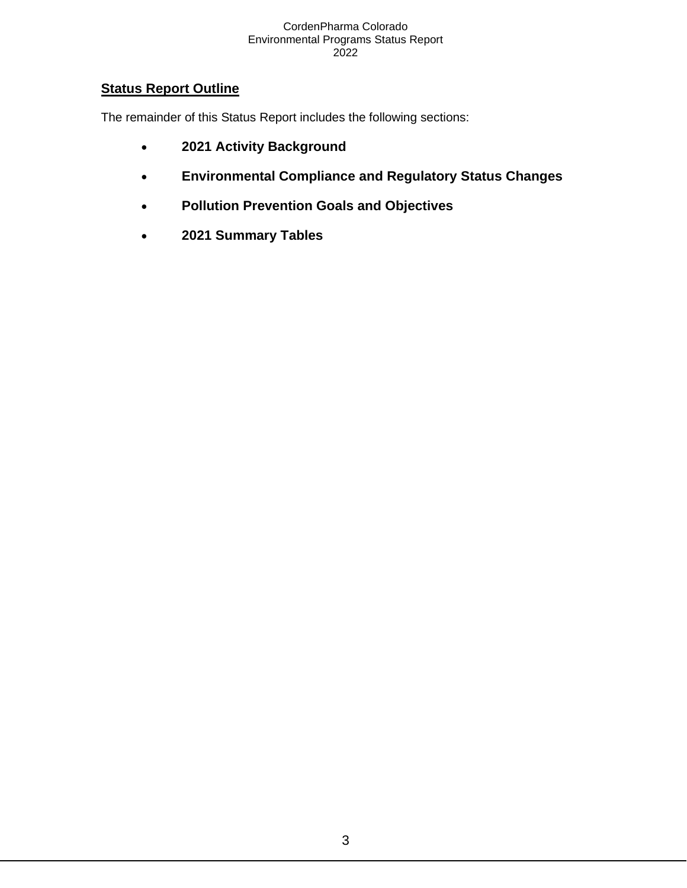## Status Report Outline

The remainder of this Status Report includes the following sections:

- **2021 Activity Background**
- **Environmental Compliance and Regulatory Status Changes**
- **Pollution Prevention Goals and Objectives**
- **2021 Summary Tables**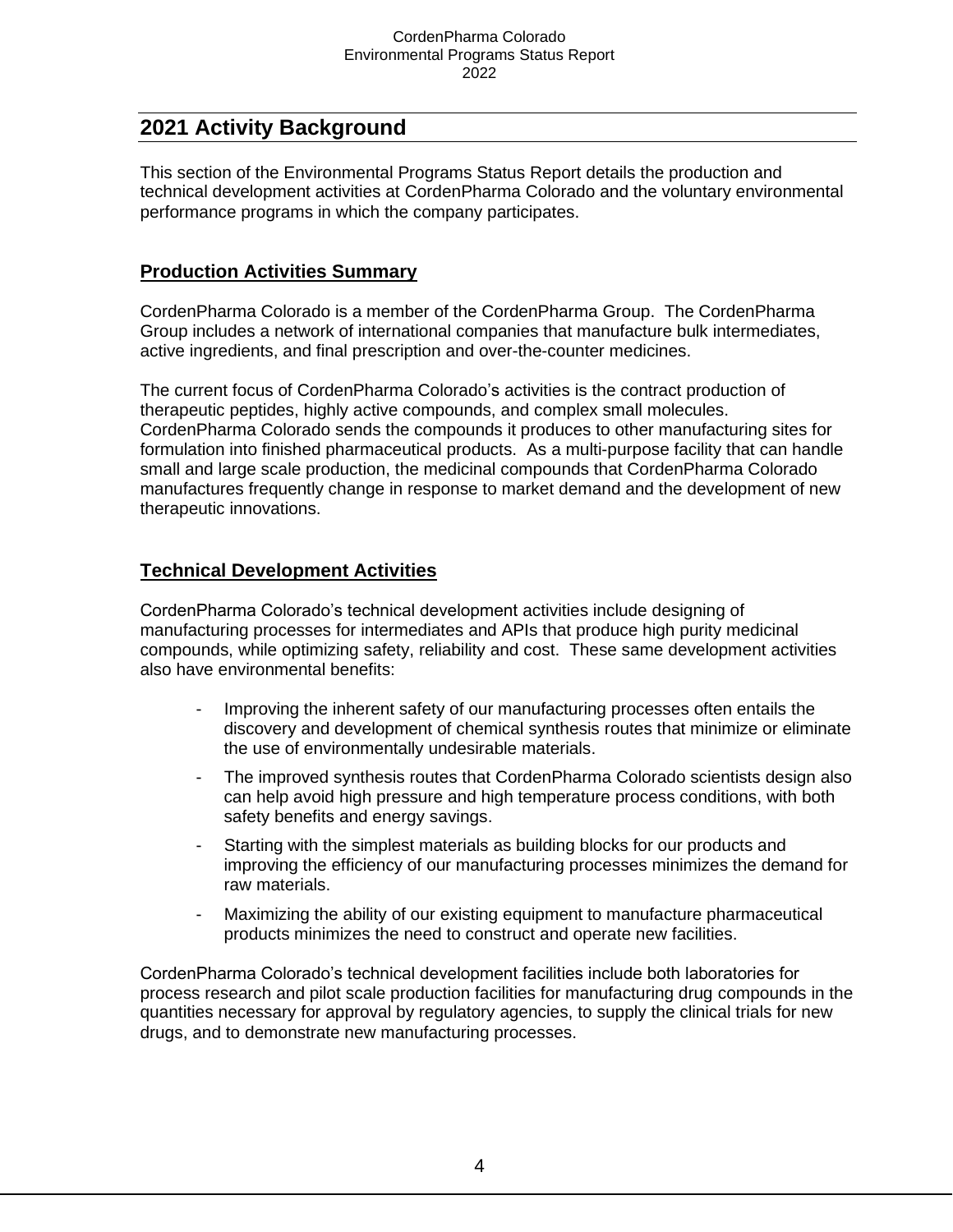## 2021 Activity Background

This section of the Environmental Programs Status Report details the production and technical development activities at CordenPharma Colorado and the voluntary environmental performance programs in which the company participates.

### Production Activities Summary

CordenPharma Colorado is a member of the CordenPharma Group. The CordenPharma Group includes a network of international companies that manufacture bulk intermediates, active ingredients, and final prescription and over-the-counter medicines.

The current focus of CordenPharma Colorado's activities is the contract production of therapeutic peptides, highly active compounds, and complex small molecules. CordenPharma Colorado sends the compounds it produces to other manufacturing sites for formulation into finished pharmaceutical products. As a multi-purpose facility that can handle small and large scale production, the medicinal compounds that CordenPharma Colorado manufactures frequently change in response to market demand and the development of new therapeutic innovations.

### Technical Development Activities

CordenPharma Colorado's technical development activities include designing of manufacturing processes for intermediates and APIs that produce high purity medicinal compounds, while optimizing safety, reliability and cost. These same development activities also have environmental benefits:

- Improving the inherent safety of our manufacturing processes often entails the discovery and development of chemical synthesis routes that minimize or eliminate the use of environmentally undesirable materials.
- The improved synthesis routes that CordenPharma Colorado scientists design also can help avoid high pressure and high temperature process conditions, with both safety benefits and energy savings.
- Starting with the simplest materials as building blocks for our products and improving the efficiency of our manufacturing processes minimizes the demand for raw materials.
- Maximizing the ability of our existing equipment to manufacture pharmaceutical products minimizes the need to construct and operate new facilities.

CordenPharma Colorado's technical development facilities include both laboratories for process research and pilot scale production facilities for manufacturing drug compounds in the quantities necessary for approval by regulatory agencies, to supply the clinical trials for new drugs, and to demonstrate new manufacturing processes.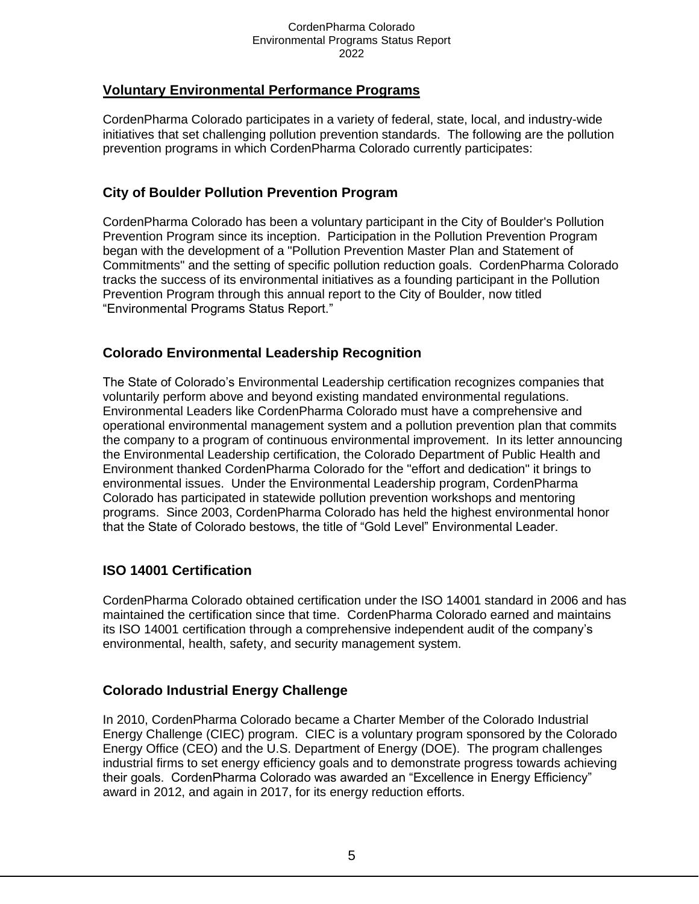## Voluntary Environmental Performance Programs

CordenPharma Colorado participates in a variety of federal, state, local, and industry-wide initiatives that set challenging pollution prevention standards. The following are the pollution prevention programs in which CordenPharma Colorado currently participates:

### City of Boulder Pollution Prevention Program

CordenPharma Colorado has been a voluntary participant in the City of Boulder's Pollution Prevention Program since its inception. Participation in the Pollution Prevention Program began with the development of a "Pollution Prevention Master Plan and Statement of Commitments" and the setting of specific pollution reduction goals. CordenPharma Colorado tracks the success of its environmental initiatives as a founding participant in the Pollution Prevention Program through this annual report to the City of Boulder, now titled "Environmental Programs Status Report."

### Colorado Environmental Leadership Recognition

The State of Colorado's Environmental Leadership certification recognizes companies that voluntarily perform above and beyond existing mandated environmental regulations. Environmental Leaders like CordenPharma Colorado must have a comprehensive and operational environmental management system and a pollution prevention plan that commits the company to a program of continuous environmental improvement. In its letter announcing the Environmental Leadership certification, the Colorado Department of Public Health and Environment thanked CordenPharma Colorado for the "effort and dedication" it brings to environmental issues. Under the Environmental Leadership program, CordenPharma Colorado has participated in statewide pollution prevention workshops and mentoring programs. Since 2003, CordenPharma Colorado has held the highest environmental honor that the State of Colorado bestows, the title of "Gold Level" Environmental Leader.

### ISO 14001 Certification

CordenPharma Colorado obtained certification under the ISO 14001 standard in 2006 and has maintained the certification since that time. CordenPharma Colorado earned and maintains its ISO 14001 certification through a comprehensive independent audit of the company's environmental, health, safety, and security management system.

### Colorado Industrial Energy Challenge

In 2010, CordenPharma Colorado became a Charter Member of the Colorado Industrial Energy Challenge (CIEC) program. CIEC is a voluntary program sponsored by the Colorado Energy Office (CEO) and the U.S. Department of Energy (DOE). The program challenges industrial firms to set energy efficiency goals and to demonstrate progress towards achieving their goals. CordenPharma Colorado was awarded an "Excellence in Energy Efficiency" award in 2012, and again in 2017, for its energy reduction efforts.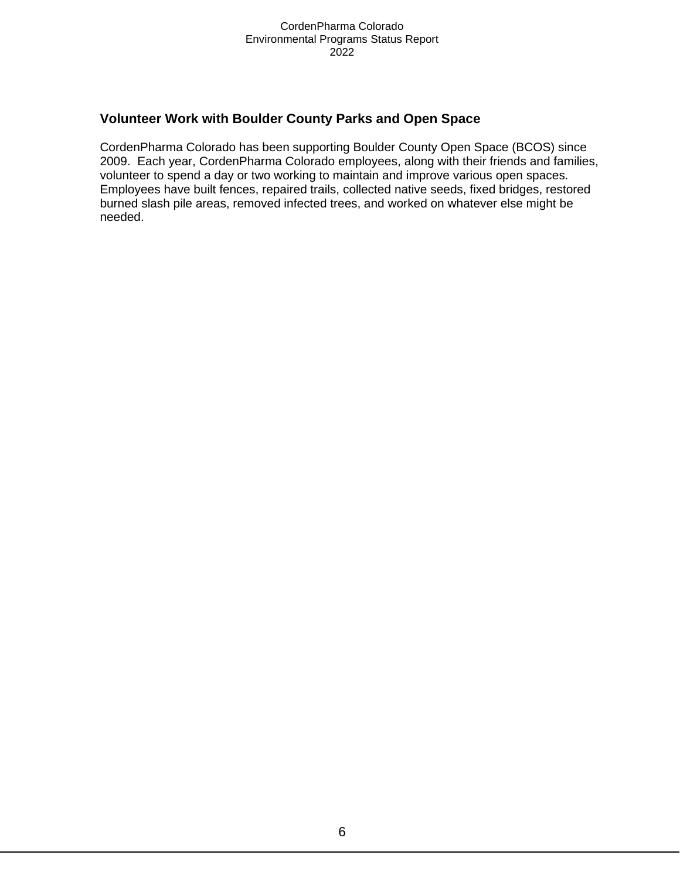## Volunteer Work with Boulder County Parks and Open Space

CordenPharma Colorado has been supporting Boulder County Open Space (BCOS) since 2009. Each year, CordenPharma Colorado employees, along with their friends and families, volunteer to spend a day or two working to maintain and improve various open spaces. Employees have built fences, repaired trails, collected native seeds, fixed bridges, restored burned slash pile areas, removed infected trees, and worked on whatever else might be needed.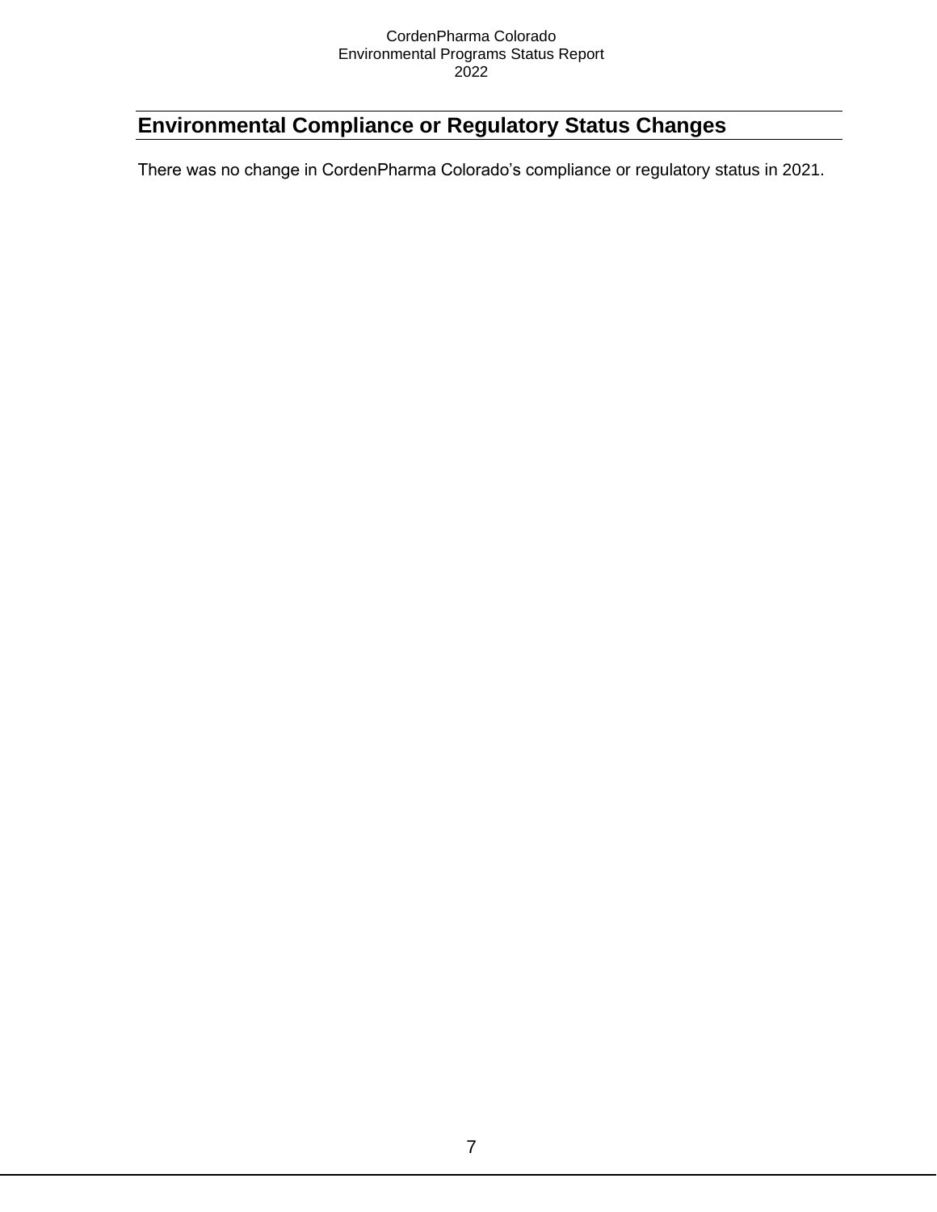## Environmental Compliance or Regulatory Status Changes

There was no change in CordenPharma Colorado's compliance or regulatory status in 2021.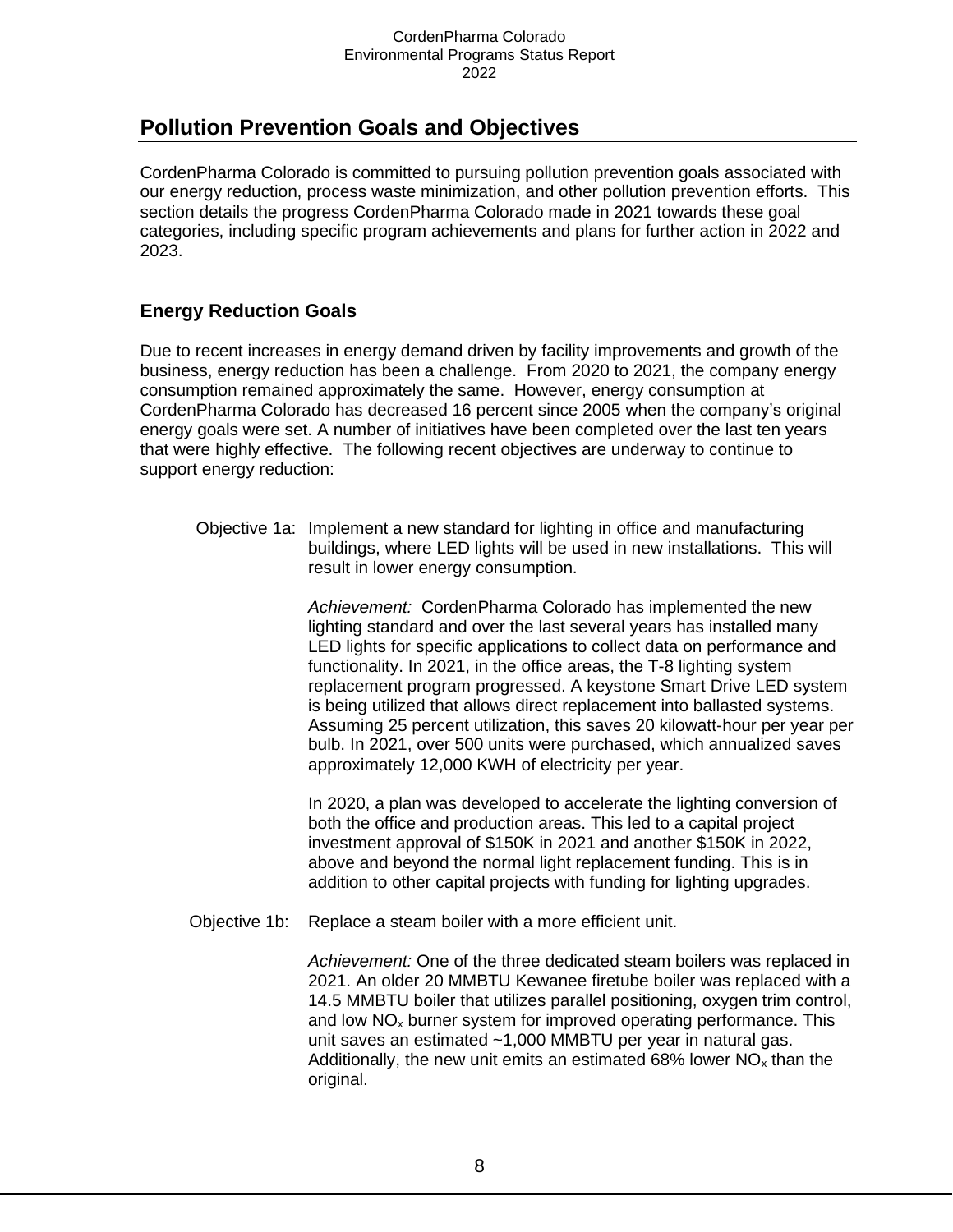## Pollution Prevention Goals and Objectives

CordenPharma Colorado is committed to pursuing pollution prevention goals associated with our energy reduction, process waste minimization, and other pollution prevention efforts. This section details the progress CordenPharma Colorado made in 2021 towards these goal categories, including specific program achievements and plans for further action in 2022 and 2023.

### Energy Reduction Goals

Due to recent increases in energy demand driven by facility improvements and growth of the business, energy reduction has been a challenge. From 2020 to 2021, the company energy consumption remained approximately the same. However, energy consumption at CordenPharma Colorado has decreased 16 percent since 2005 when the company's original energy goals were set. A number of initiatives have been completed over the last ten years that were highly effective. The following recent objectives are underway to continue to support energy reduction:

Objective 1a: Implement a new standard for lighting in office and manufacturing buildings, where LED lights will be used in new installations. This will result in lower energy consumption.

*Achievement:* CordenPharma Colorado has implemented the new lighting standard and over the last several years has installed many LED lights for specific applications to collect data on performance and functionality. In 2021, in the office areas, the T-8 lighting system replacement program progressed. A keystone Smart Drive LED system is being utilized that allows direct replacement into ballasted systems. Assuming 25 percent utilization, this saves 20 kilowatt-hour per year per bulb. In 2021, over 500 units were purchased, which annualized saves approximately 12,000 KWH of electricity per year.

In 2020, a plan was developed to accelerate the lighting conversion of both the office and production areas. This led to a capital project investment approval of $150K in 2021 and another $150K in 2022, above and beyond the normal light replacement funding. This is in addition to other capital projects with funding for lighting upgrades.

Objective 1b: Replace a steam boiler with a more efficient unit.

*Achievement:* One of the three dedicated steam boilers was replaced in 2021. An older 20 MMBTU Kewanee firetube boiler was replaced with a 14.5 MMBTU boiler that utilizes parallel positioning, oxygen trim control, and low $NO_x$ burner system for improved operating performance. This unit saves an estimated ~1,000 MMBTU per year in natural gas. Additionally, the new unit emits an estimated 68% lower $NO_x$ than the original.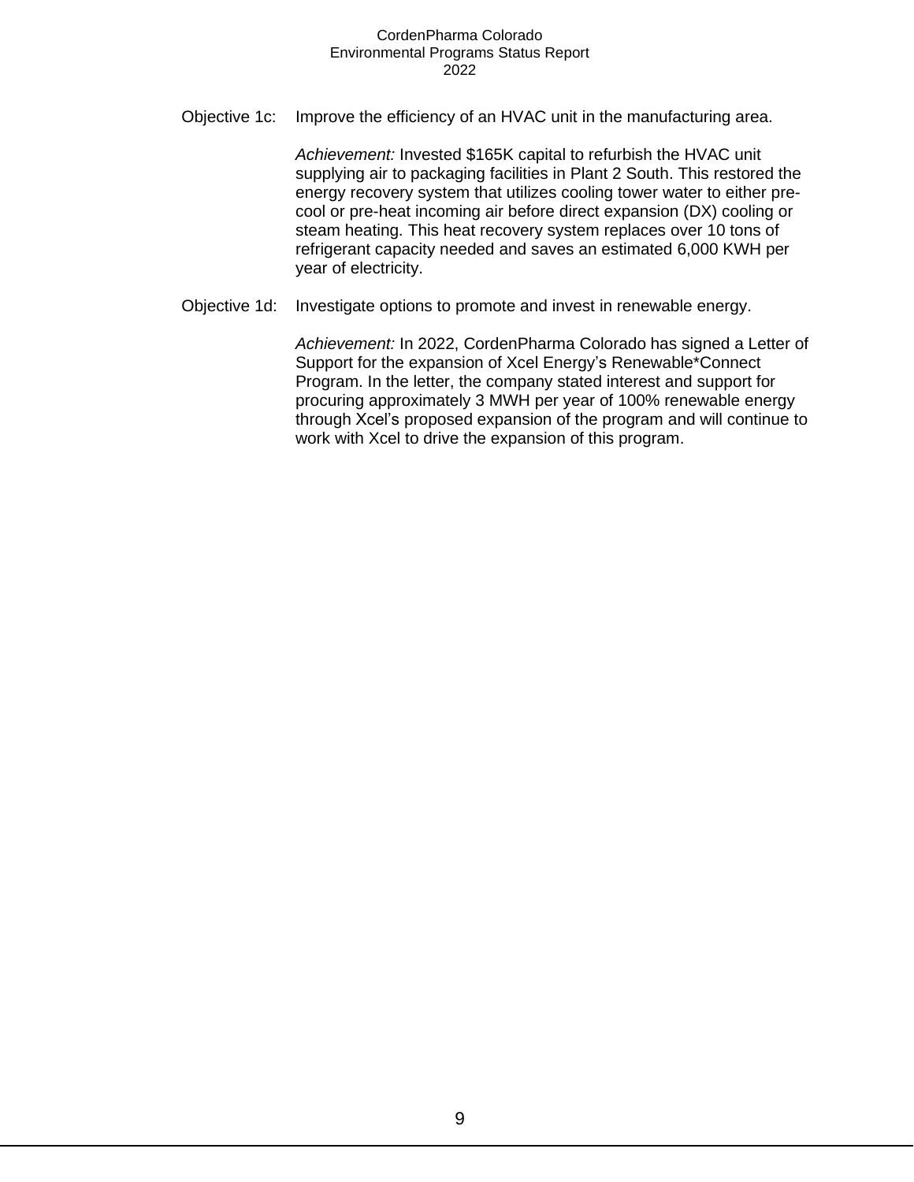Objective 1c: Improve the efficiency of an HVAC unit in the manufacturing area.

*Achievement:* Invested $165K capital to refurbish the HVAC unit supplying air to packaging facilities in Plant 2 South. This restored the energy recovery system that utilizes cooling tower water to either pre-cool or pre-heat incoming air before direct expansion (DX) cooling or steam heating. This heat recovery system replaces over 10 tons of refrigerant capacity needed and saves an estimated 6,000 KWH per year of electricity.

Objective 1d: Investigate options to promote and invest in renewable energy.

*Achievement:* In 2022, CordenPharma Colorado has signed a Letter of Support for the expansion of Xcel Energy's Renewable*Connect Program. In the letter, the company stated interest and support for procuring approximately 3 MWH per year of 100% renewable energy through Xcel's proposed expansion of the program and will continue to work with Xcel to drive the expansion of this program.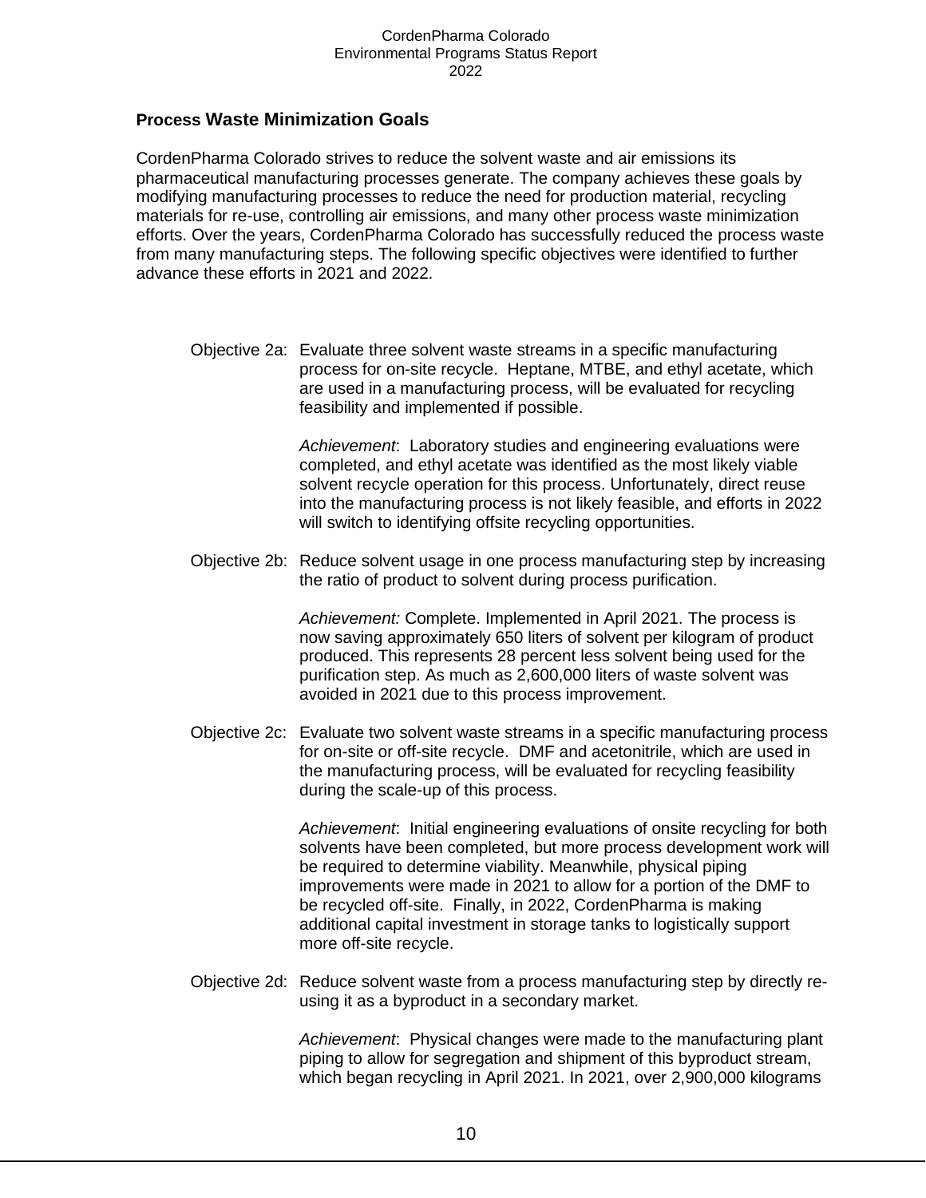## Process Waste Minimization Goals

CordenPharma Colorado strives to reduce the solvent waste and air emissions its pharmaceutical manufacturing processes generate. The company achieves these goals by modifying manufacturing processes to reduce the need for production material, recycling materials for re-use, controlling air emissions, and many other process waste minimization efforts. Over the years, CordenPharma Colorado has successfully reduced the process waste from many manufacturing steps. The following specific objectives were identified to further advance these efforts in 2021 and 2022.

Objective 2a: Evaluate three solvent waste streams in a specific manufacturing process for on-site recycle. Heptane, MTBE, and ethyl acetate, which are used in a manufacturing process, will be evaluated for recycling feasibility and implemented if possible.

*Achievement*: Laboratory studies and engineering evaluations were completed, and ethyl acetate was identified as the most likely viable solvent recycle operation for this process. Unfortunately, direct reuse into the manufacturing process is not likely feasible, and efforts in 2022 will switch to identifying offsite recycling opportunities.

Objective 2b: Reduce solvent usage in one process manufacturing step by increasing the ratio of product to solvent during process purification.

*Achievement:* Complete. Implemented in April 2021. The process is now saving approximately 650 liters of solvent per kilogram of product produced. This represents 28 percent less solvent being used for the purification step. As much as 2,600,000 liters of waste solvent was avoided in 2021 due to this process improvement.

Objective 2c: Evaluate two solvent waste streams in a specific manufacturing process for on-site or off-site recycle. DMF and acetonitrile, which are used in the manufacturing process, will be evaluated for recycling feasibility during the scale-up of this process.

*Achievement*: Initial engineering evaluations of onsite recycling for both solvents have been completed, but more process development work will be required to determine viability. Meanwhile, physical piping improvements were made in 2021 to allow for a portion of the DMF to be recycled off-site. Finally, in 2022, CordenPharma is making additional capital investment in storage tanks to logistically support more off-site recycle.

Objective 2d: Reduce solvent waste from a process manufacturing step by directly re-using it as a byproduct in a secondary market.

*Achievement*: Physical changes were made to the manufacturing plant piping to allow for segregation and shipment of this byproduct stream, which began recycling in April 2021. In 2021, over 2,900,000 kilograms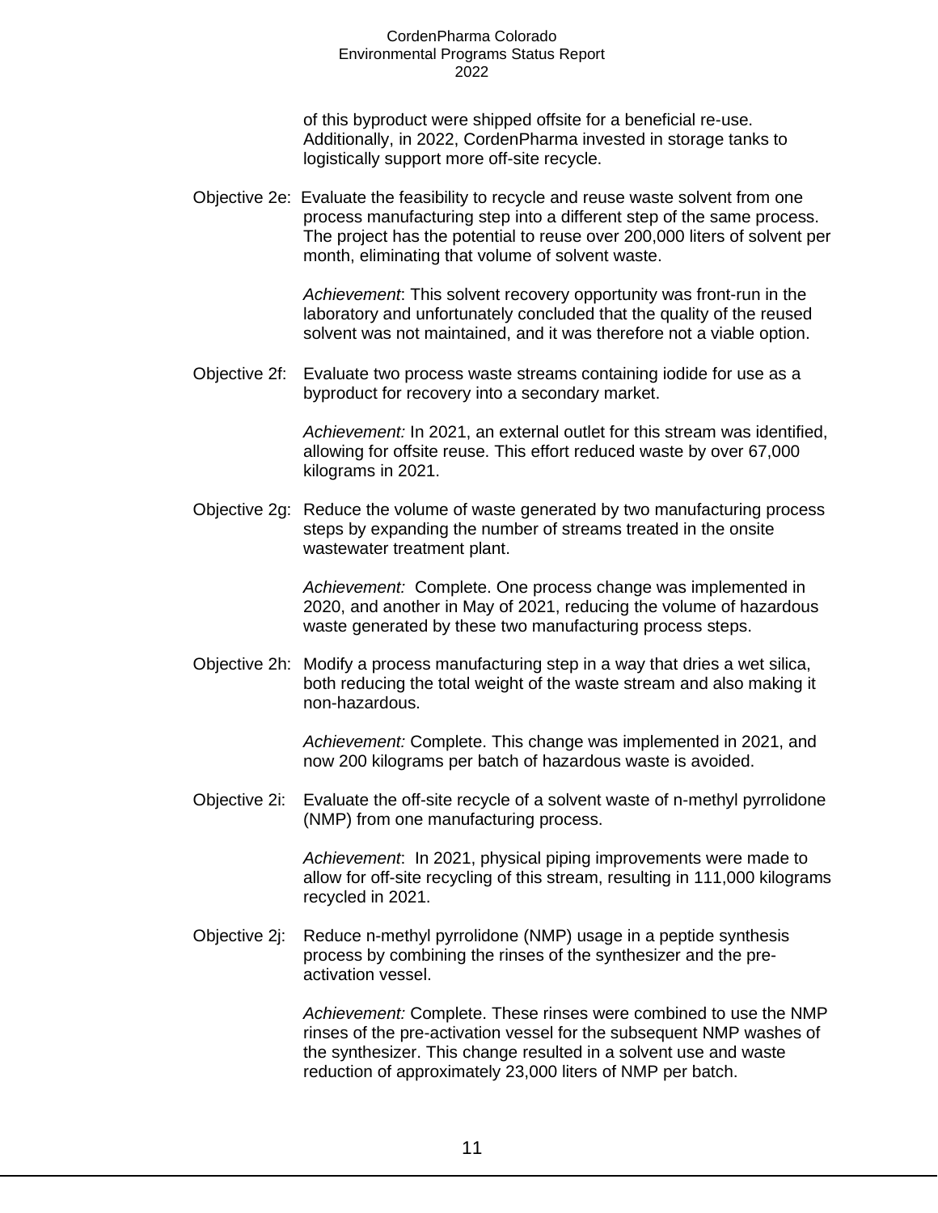of this byproduct were shipped offsite for a beneficial re-use. Additionally, in 2022, CordenPharma invested in storage tanks to logistically support more off-site recycle.

Objective 2e: Evaluate the feasibility to recycle and reuse waste solvent from one process manufacturing step into a different step of the same process. The project has the potential to reuse over 200,000 liters of solvent per month, eliminating that volume of solvent waste.

*Achievement*: This solvent recovery opportunity was front-run in the laboratory and unfortunately concluded that the quality of the reused solvent was not maintained, and it was therefore not a viable option.

Objective 2f: Evaluate two process waste streams containing iodide for use as a byproduct for recovery into a secondary market.

*Achievement:* In 2021, an external outlet for this stream was identified, allowing for offsite reuse. This effort reduced waste by over 67,000 kilograms in 2021.

Objective 2g: Reduce the volume of waste generated by two manufacturing process steps by expanding the number of streams treated in the onsite wastewater treatment plant.

*Achievement:* Complete. One process change was implemented in 2020, and another in May of 2021, reducing the volume of hazardous waste generated by these two manufacturing process steps.

Objective 2h: Modify a process manufacturing step in a way that dries a wet silica, both reducing the total weight of the waste stream and also making it non-hazardous.

*Achievement:* Complete. This change was implemented in 2021, and now 200 kilograms per batch of hazardous waste is avoided.

Objective 2i: Evaluate the off-site recycle of a solvent waste of n-methyl pyrrolidone (NMP) from one manufacturing process.

*Achievement*: In 2021, physical piping improvements were made to allow for off-site recycling of this stream, resulting in 111,000 kilograms recycled in 2021.

Objective 2j: Reduce n-methyl pyrrolidone (NMP) usage in a peptide synthesis process by combining the rinses of the synthesizer and the pre-activation vessel.

*Achievement:* Complete. These rinses were combined to use the NMP rinses of the pre-activation vessel for the subsequent NMP washes of the synthesizer. This change resulted in a solvent use and waste reduction of approximately 23,000 liters of NMP per batch.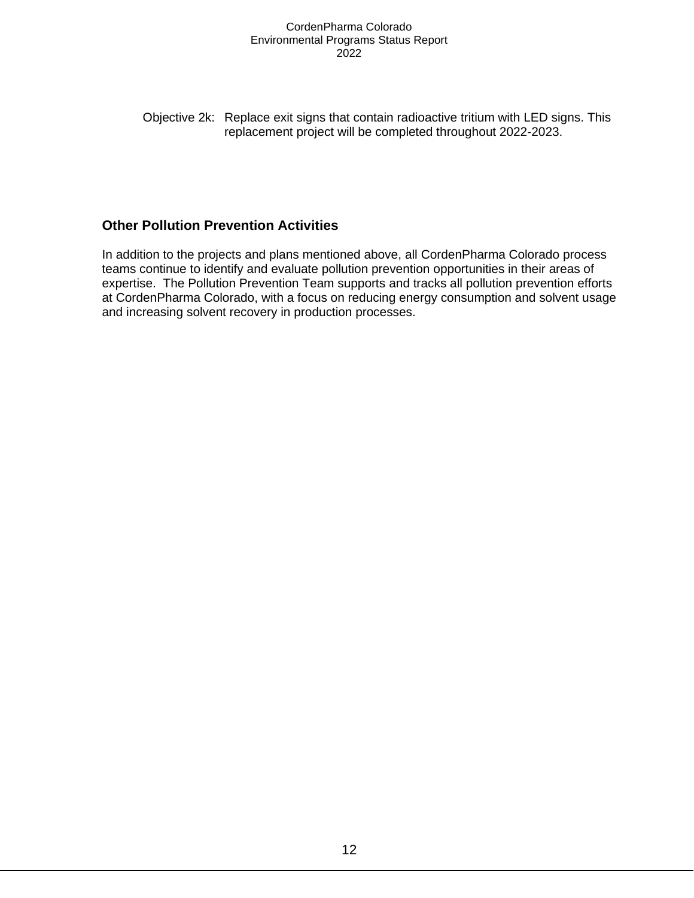Objective 2k: Replace exit signs that contain radioactive tritium with LED signs. This replacement project will be completed throughout 2022-2023.

## Other Pollution Prevention Activities

In addition to the projects and plans mentioned above, all CordenPharma Colorado process teams continue to identify and evaluate pollution prevention opportunities in their areas of expertise. The Pollution Prevention Team supports and tracks all pollution prevention efforts at CordenPharma Colorado, with a focus on reducing energy consumption and solvent usage and increasing solvent recovery in production processes.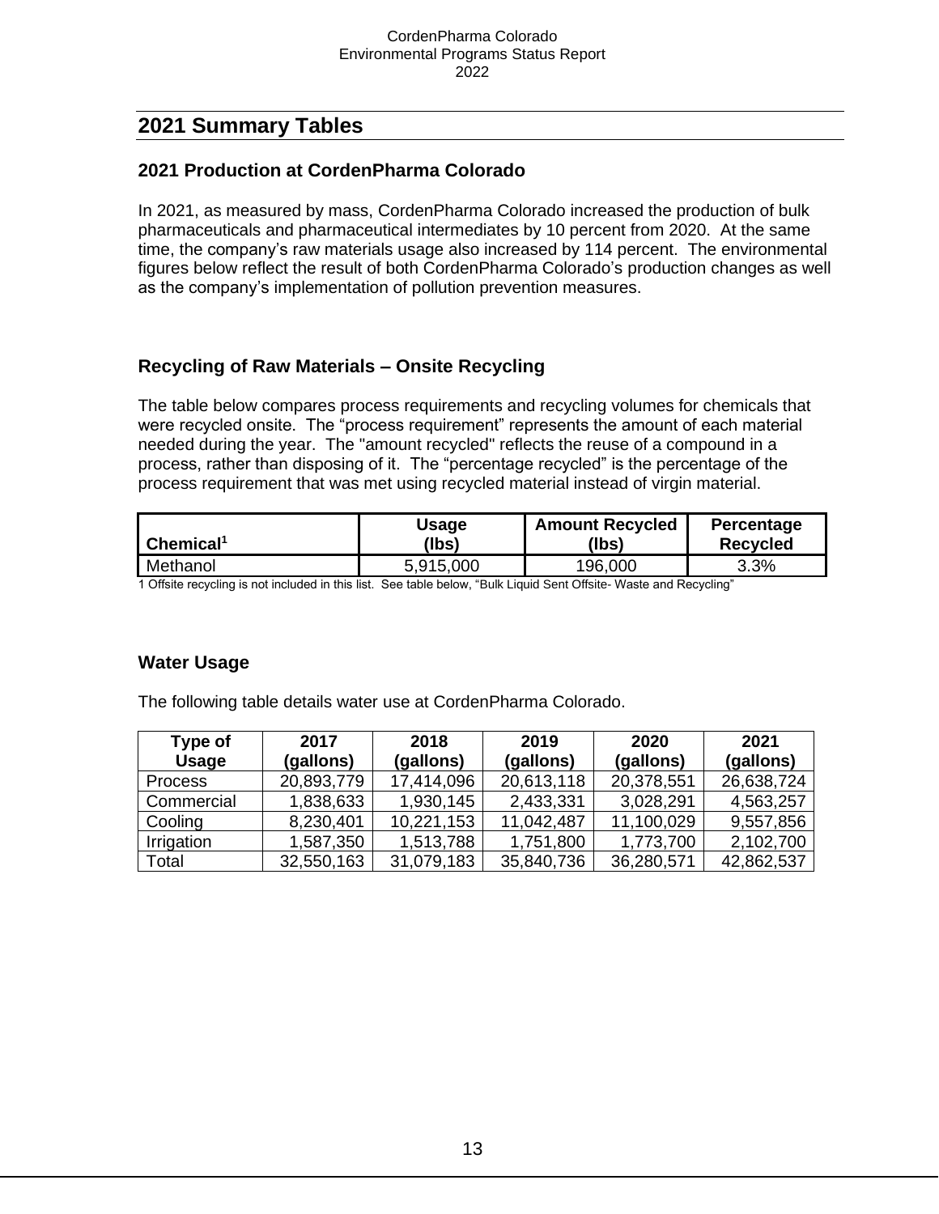## 2021 Summary Tables

### 2021 Production at CordenPharma Colorado

In 2021, as measured by mass, CordenPharma Colorado increased the production of bulk pharmaceuticals and pharmaceutical intermediates by 10 percent from 2020. At the same time, the company's raw materials usage also increased by 114 percent. The environmental figures below reflect the result of both CordenPharma Colorado's production changes as well as the company's implementation of pollution prevention measures.

### Recycling of Raw Materials – Onsite Recycling

The table below compares process requirements and recycling volumes for chemicals that were recycled onsite. The "process requirement" represents the amount of each material needed during the year. The "amount recycled" reflects the reuse of a compound in a process, rather than disposing of it. The "percentage recycled" is the percentage of the process requirement that was met using recycled material instead of virgin material.

| Chemical[1] | Usage (lbs) | Amount Recycled (lbs) | Percentage Recycled |
|---|---|---|---|
| Methanol | 5,915,000 | 196,000 | 3.3% |

1 Offsite recycling is not included in this list. See table below, "Bulk Liquid Sent Offsite- Waste and Recycling"

### Water Usage

The following table details water use at CordenPharma Colorado.

| Type of Usage | 2017 (gallons) | 2018 (gallons) | 2019 (gallons) | 2020 (gallons) | 2021 (gallons) |
|---|---|---|---|---|---|
| Process | 20,893,779 | 17,414,096 | 20,613,118 | 20,378,551 | 26,638,724 |
| Commercial | 1,838,633 | 1,930,145 | 2,433,331 | 3,028,291 | 4,563,257 |
| Cooling | 8,230,401 | 10,221,153 | 11,042,487 | 11,100,029 | 9,557,856 |
| Irrigation | 1,587,350 | 1,513,788 | 1,751,800 | 1,773,700 | 2,102,700 |
| Total | 32,550,163 | 31,079,183 | 35,840,736 | 36,280,571 | 42,862,537 |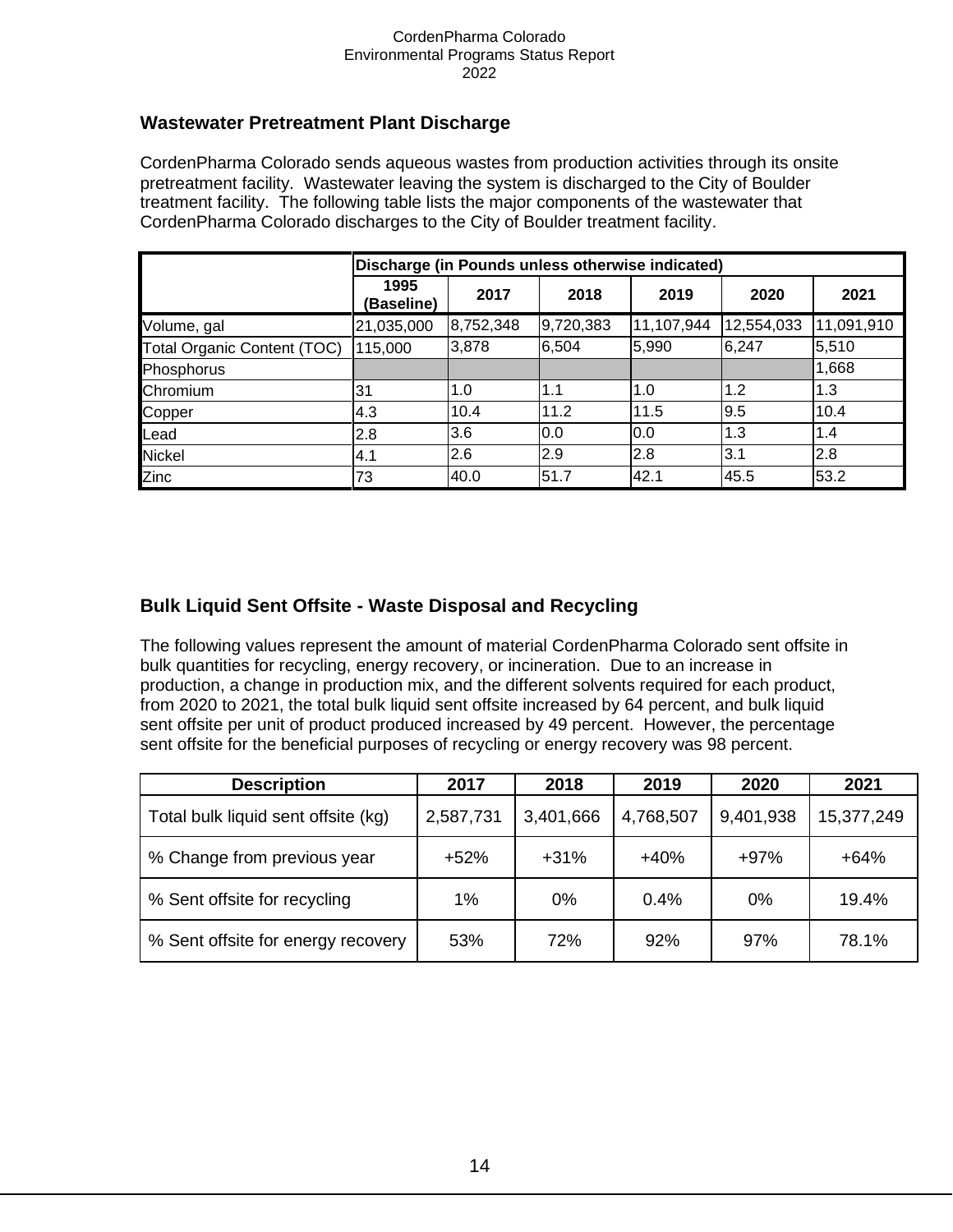## Wastewater Pretreatment Plant Discharge

CordenPharma Colorado sends aqueous wastes from production activities through its onsite pretreatment facility. Wastewater leaving the system is discharged to the City of Boulder treatment facility. The following table lists the major components of the wastewater that CordenPharma Colorado discharges to the City of Boulder treatment facility.

| | Discharge (in Pounds unless otherwise indicated) | | | | | |
|---|---|---|---|---|---|---|
| | 1995 (Baseline) | 2017 | 2018 | 2019 | 2020 | 2021 |
| Volume, gal | 21,035,000 | 8,752,348 | 9,720,383 | 11,107,944 | 12,554,033 | 11,091,910 |
| Total Organic Content (TOC) | 115,000 | 3,878 | 6,504 | 5,990 | 6,247 | 5,510 |
| Phosphorus | | | | | | 1,668 |
| Chromium | 31 | 1.0 | 1.1 | 1.0 | 1.2 | 1.3 |
| Copper | 4.3 | 10.4 | 11.2 | 11.5 | 9.5 | 10.4 |
| Lead | 2.8 | 3.6 | 0.0 | 0.0 | 1.3 | 1.4 |
| Nickel | 4.1 | 2.6 | 2.9 | 2.8 | 3.1 | 2.8 |
| Zinc | 73 | 40.0 | 51.7 | 42.1 | 45.5 | 53.2 |

## Bulk Liquid Sent Offsite - Waste Disposal and Recycling

The following values represent the amount of material CordenPharma Colorado sent offsite in bulk quantities for recycling, energy recovery, or incineration. Due to an increase in production, a change in production mix, and the different solvents required for each product, from 2020 to 2021, the total bulk liquid sent offsite increased by 64 percent, and bulk liquid sent offsite per unit of product produced increased by 49 percent. However, the percentage sent offsite for the beneficial purposes of recycling or energy recovery was 98 percent.

| Description | 2017 | 2018 | 2019 | 2020 | 2021 |
|---|---|---|---|---|---|
| Total bulk liquid sent offsite (kg) | 2,587,731 | 3,401,666 | 4,768,507 | 9,401,938 | 15,377,249 |
| % Change from previous year | +52% | +31% | +40% | +97% | +64% |
| % Sent offsite for recycling | 1% | 0% | 0.4% | 0% | 19.4% |
| % Sent offsite for energy recovery | 53% | 72% | 92% | 97% | 78.1% |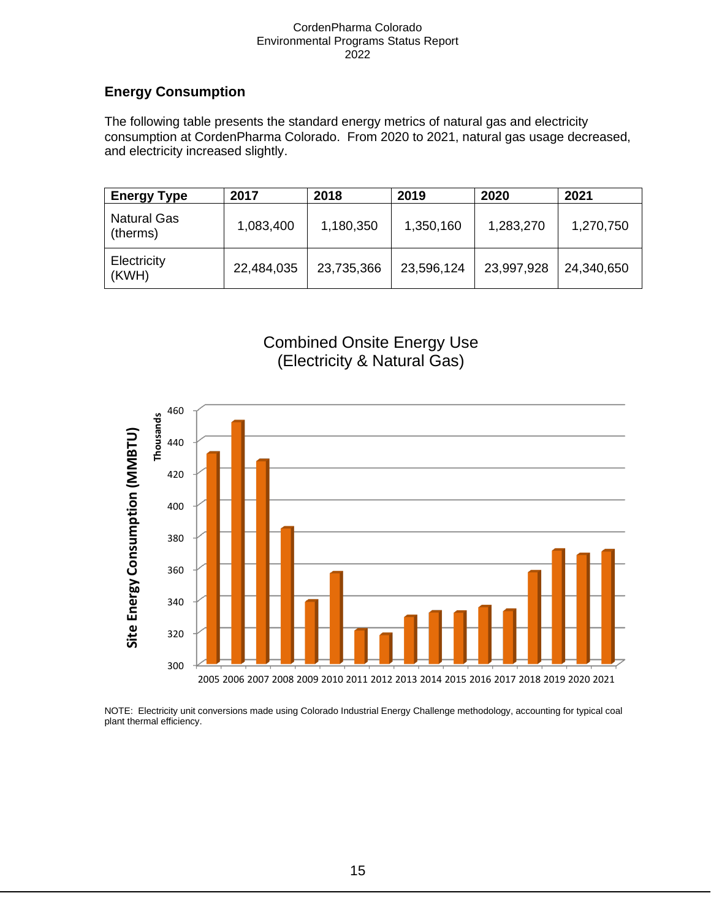## Energy Consumption

The following table presents the standard energy metrics of natural gas and electricity consumption at CordenPharma Colorado. From 2020 to 2021, natural gas usage decreased, and electricity increased slightly.

| Energy Type | 2017 | 2018 | 2019 | 2020 | 2021 |
|---|---|---|---|---|---|
| Natural Gas (therms) | 1,083,400 | 1,180,350 | 1,350,160 | 1,283,270 | 1,270,750 |
| Electricity (KWH) | 22,484,035 | 23,735,366 | 23,596,124 | 23,997,928 | 24,340,650 |

Combined Onsite Energy Use
(Electricity & Natural Gas)

NOTE: Electricity unit conversions made using Colorado Industrial Energy Challenge methodology, accounting for typical coal plant thermal efficiency.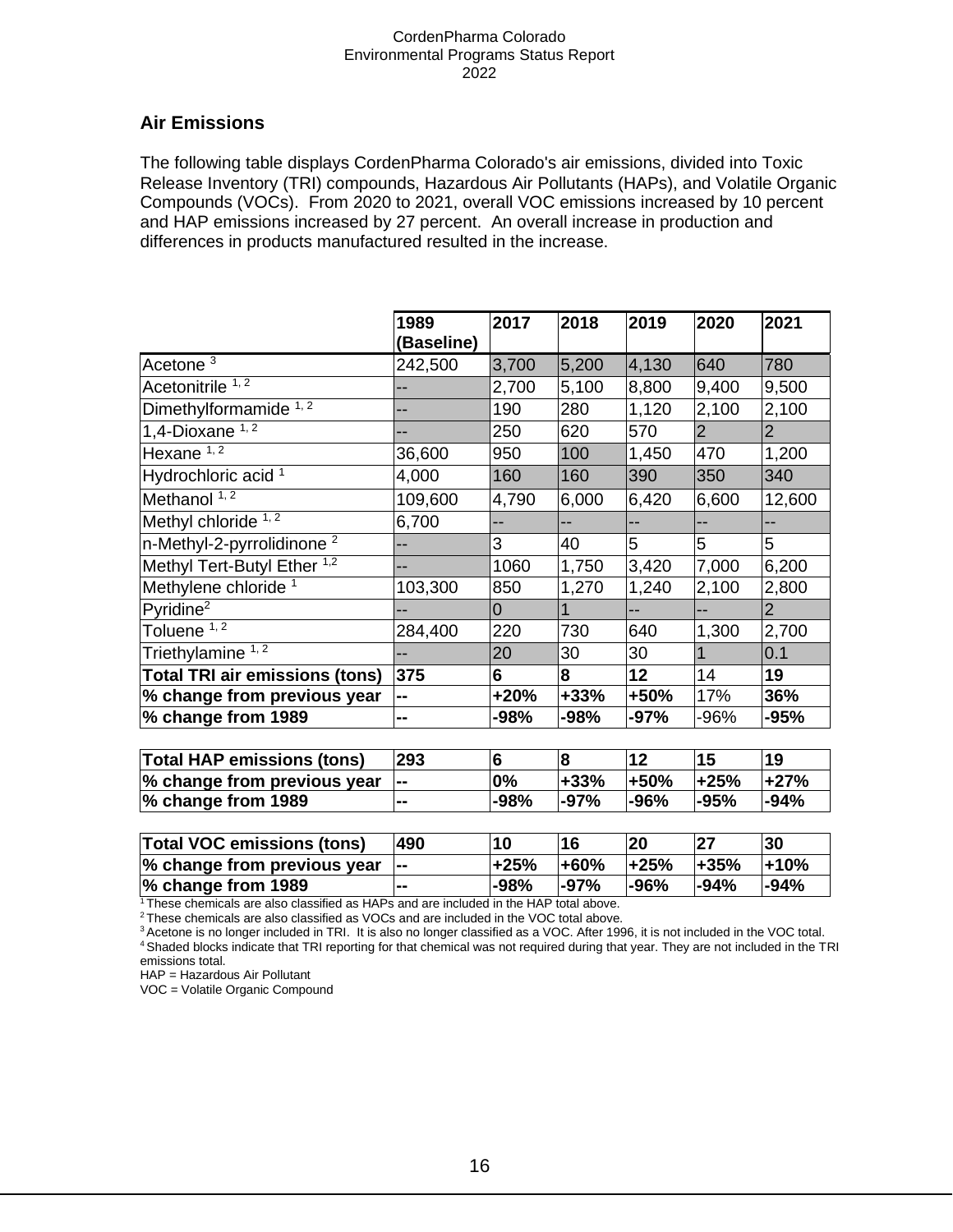## Air Emissions

The following table displays CordenPharma Colorado's air emissions, divided into Toxic Release Inventory (TRI) compounds, Hazardous Air Pollutants (HAPs), and Volatile Organic Compounds (VOCs). From 2020 to 2021, overall VOC emissions increased by 10 percent and HAP emissions increased by 27 percent. An overall increase in production and differences in products manufactured resulted in the increase.

| | 1989 (Baseline) | 2017 | 2018 | 2019 | 2020 | 2021 |
|---|---|---|---|---|---|---|
| Acetone [3] | 242,500 | 3,700 | 5,200 | 4,130 | 640 | 780 |
| Acetonitrile [1, 2] | -- | 2,700 | 5,100 | 8,800 | 9,400 | 9,500 |
| Dimethylformamide [1, 2] | -- | 190 | 280 | 1,120 | 2,100 | 2,100 |
| 1,4-Dioxane [1, 2] | -- | 250 | 620 | 570 | 2 | 2 |
| Hexane [1, 2] | 36,600 | 950 | 100 | 1,450 | 470 | 1,200 |
| Hydrochloric acid [1] | 4,000 | 160 | 160 | 390 | 350 | 340 |
| Methanol [1, 2] | 109,600 | 4,790 | 6,000 | 6,420 | 6,600 | 12,600 |
| Methyl chloride [1, 2] | 6,700 | -- | -- | -- | -- | -- |
| n-Methyl-2-pyrrolidinone [2] | -- | 3 | 40 | 5 | 5 | 5 |
| Methyl Tert-Butyl Ether [1,2] | -- | 1060 | 1,750 | 3,420 | 7,000 | 6,200 |
| Methylene chloride [1] | 103,300 | 850 | 1,270 | 1,240 | 2,100 | 2,800 |
| Pyridine[2] | -- | 0 | 1 | -- | -- | 2 |
| Toluene [1, 2] | 284,400 | 220 | 730 | 640 | 1,300 | 2,700 |
| Triethylamine [1, 2] | -- | 20 | 30 | 30 | 1 | 0.1 |
| **Total TRI air emissions (tons)** | **375** | **6** | **8** | **12** | 14 | **19** |
| **% change from previous year** | **--** | **+20%** | **+33%** | **+50%** | 17% | **36%** |
| **% change from 1989** | **--** | **-98%** | **-98%** | **-97%** | -96% | **-95%** |

| **Total HAP emissions (tons)** | **293** | **6** | **8** | **12** | **15** | **19** |
|---|---|---|---|---|---|---|
| **% change from previous year** | **--** | **0%** | **+33%** | **+50%** | **+25%** | **+27%** |
| **% change from 1989** | **--** | **-98%** | **-97%** | **-96%** | **-95%** | **-94%** |

| **Total VOC emissions (tons)** | **490** | **10** | **16** | **20** | **27** | **30** |
|---|---|---|---|---|---|---|
| **% change from previous year** | **--** | **+25%** | **+60%** | **+25%** | **+35%** | **+10%** |
| **% change from 1989** | **--** | **-98%** | **-97%** | **-96%** | **-94%** | **-94%** |

[1] These chemicals are also classified as HAPs and are included in the HAP total above.

[2] These chemicals are also classified as VOCs and are included in the VOC total above.

[3] Acetone is no longer included in TRI. It is also no longer classified as a VOC. After 1996, it is not included in the VOC total.

[4] Shaded blocks indicate that TRI reporting for that chemical was not required during that year. They are not included in the TRI emissions total.

HAP = Hazardous Air Pollutant

VOC = Volatile Organic Compound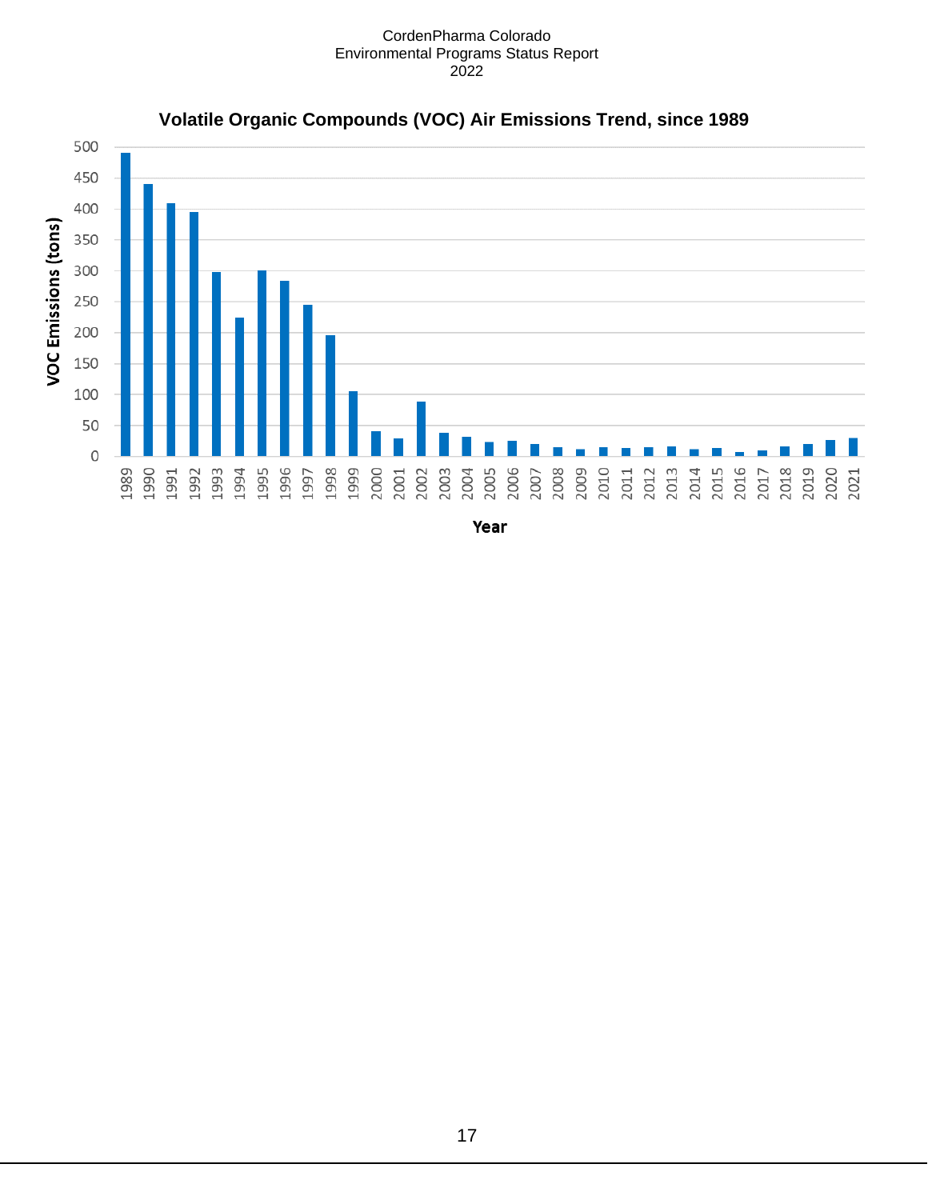**Volatile Organic Compounds (VOC) Air Emissions Trend, since 1989**

VOC Emissions (tons)

Year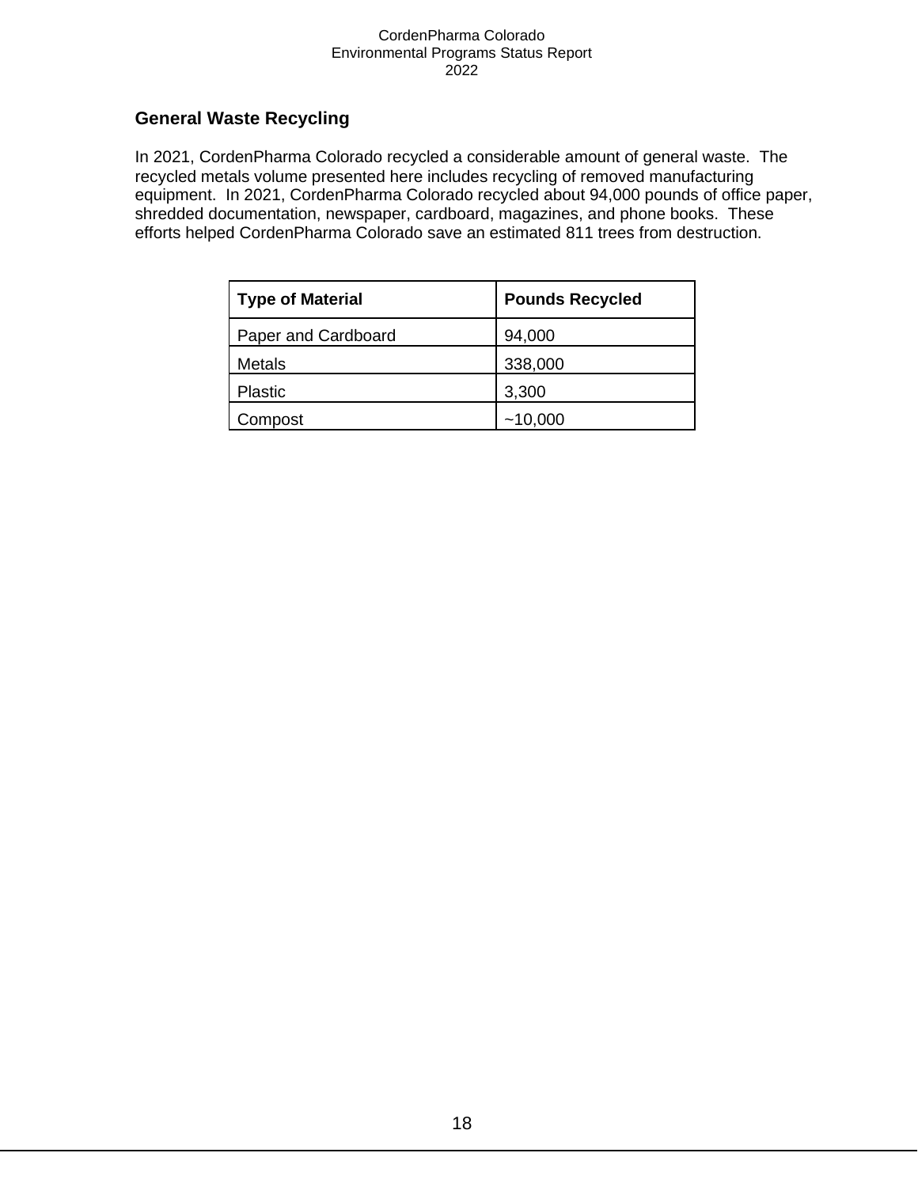## General Waste Recycling

In 2021, CordenPharma Colorado recycled a considerable amount of general waste. The recycled metals volume presented here includes recycling of removed manufacturing equipment. In 2021, CordenPharma Colorado recycled about 94,000 pounds of office paper, shredded documentation, newspaper, cardboard, magazines, and phone books. These efforts helped CordenPharma Colorado save an estimated 811 trees from destruction.

| Type of Material | Pounds Recycled |
|---|---|
| Paper and Cardboard | 94,000 |
| Metals | 338,000 |
| Plastic | 3,300 |
| Compost | ~10,000 |